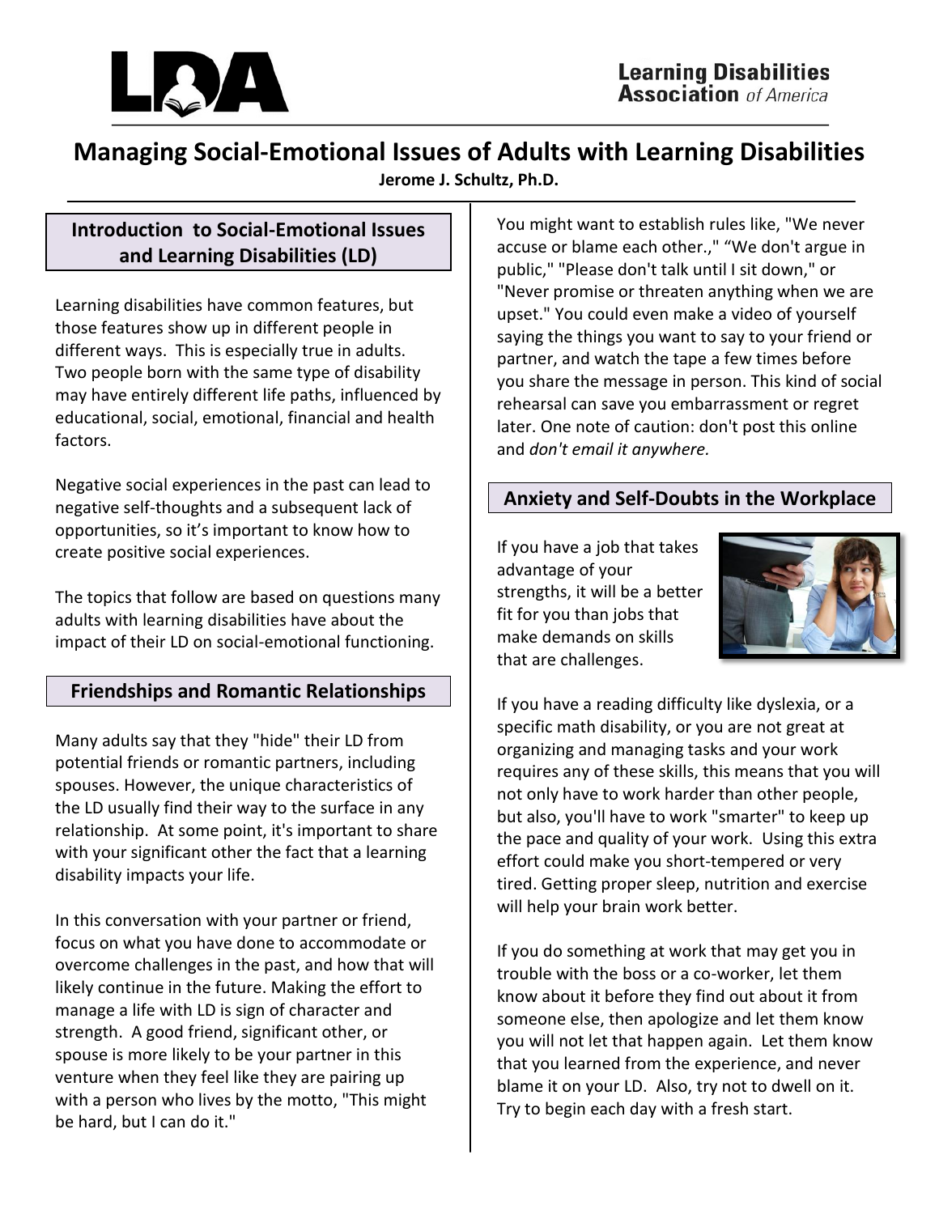# Managing Social-Emotional Issues of Adults with Learning Disabilities

**Jerome J. Schultz, Ph.D.**

## Introduction to Social-Emotional Issues and Learning Disabilities (LD)

Learning disabilities have common features, but those features show up in different people in different ways. This is especially true in adults. Two people born with the same type of disability may have entirely different life paths, influenced by educational, social, emotional, financial and health factors.

Negative social experiences in the past can lead to negative self-thoughts and a subsequent lack of opportunities, so it's important to know how to create positive social experiences.

The topics that follow are based on questions many adults with learning disabilities have about the impact of their LD on social-emotional functioning.

## Friendships and Romantic Relationships

Many adults say that they "hide" their LD from potential friends or romantic partners, including spouses. However, the unique characteristics of the LD usually find their way to the surface in any relationship. At some point, it's important to share with your significant other the fact that a learning disability impacts your life.

In this conversation with your partner or friend, focus on what you have done to accommodate or overcome challenges in the past, and how that will likely continue in the future. Making the effort to manage a life with LD is sign of character and strength. A good friend, significant other, or spouse is more likely to be your partner in this venture when they feel like they are pairing up with a person who lives by the motto, "This might be hard, but I can do it."

You might want to establish rules like, "We never accuse or blame each other.," "We don't argue in public," "Please don't talk until I sit down," or "Never promise or threaten anything when we are upset." You could even make a video of yourself saying the things you want to say to your friend or partner, and watch the tape a few times before you share the message in person. This kind of social rehearsal can save you embarrassment or regret later. One note of caution: don't post this online and *don't email it anywhere.*

## Anxiety and Self-Doubts in the Workplace

If you have a job that takes advantage of your strengths, it will be a better fit for you than jobs that make demands on skills that are challenges.

If you have a reading difficulty like dyslexia, or a specific math disability, or you are not great at organizing and managing tasks and your work requires any of these skills, this means that you will not only have to work harder than other people, but also, you'll have to work "smarter" to keep up the pace and quality of your work. Using this extra effort could make you short-tempered or very tired. Getting proper sleep, nutrition and exercise will help your brain work better.

If you do something at work that may get you in trouble with the boss or a co-worker, let them know about it before they find out about it from someone else, then apologize and let them know you will not let that happen again. Let them know that you learned from the experience, and never blame it on your LD. Also, try not to dwell on it. Try to begin each day with a fresh start.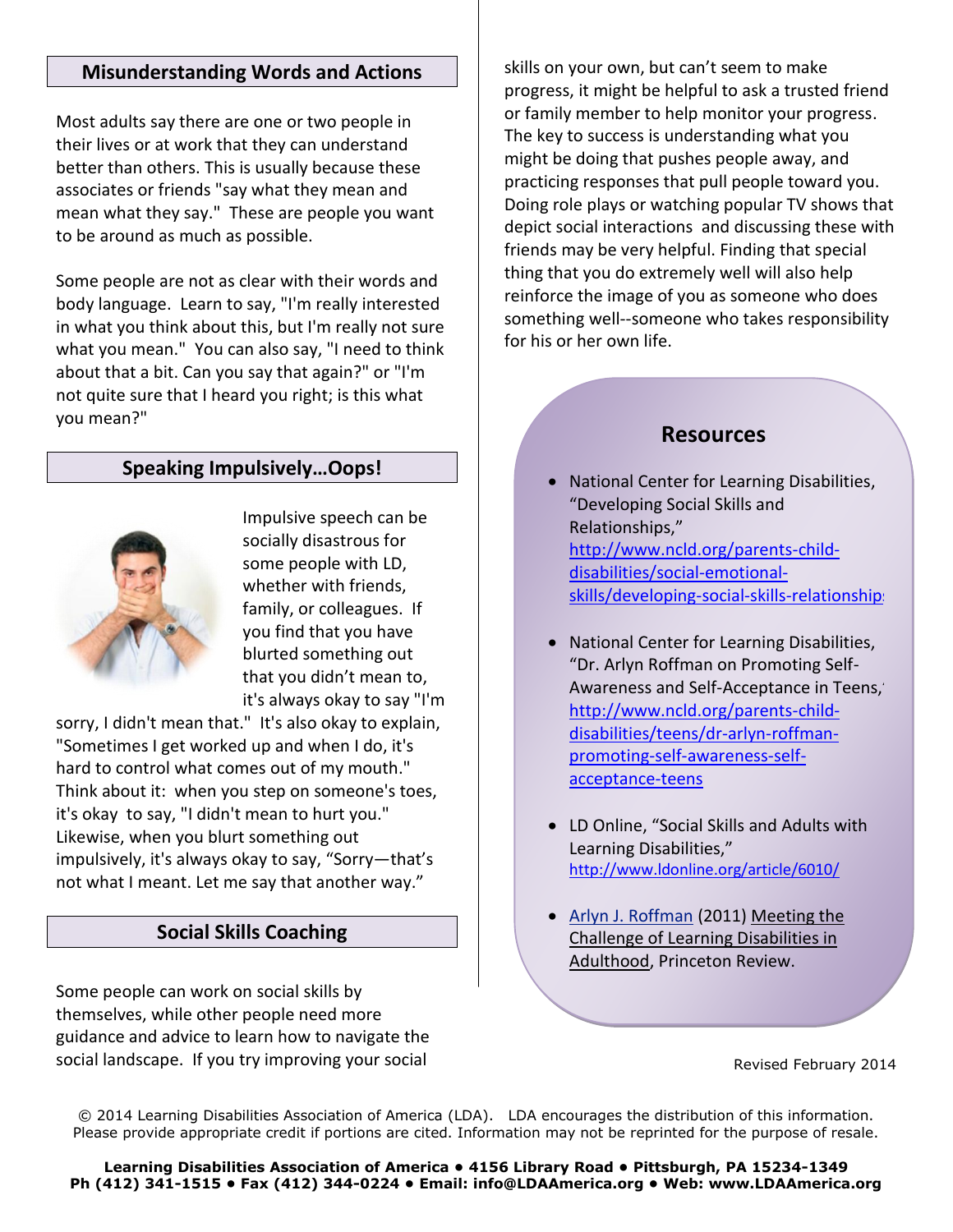## Misunderstanding Words and Actions

Most adults say there are one or two people in their lives or at work that they can understand better than others. This is usually because these associates or friends "say what they mean and mean what they say." These are people you want to be around as much as possible.

Some people are not as clear with their words and body language. Learn to say, "I'm really interested in what you think about this, but I'm really not sure what you mean." You can also say, "I need to think about that a bit. Can you say that again?" or "I'm not quite sure that I heard you right; is this what you mean?"

## Speaking Impulsively…Oops!

Impulsive speech can be socially disastrous for some people with LD, whether with friends, family, or colleagues. If you find that you have blurted something out that you didn't mean to, it's always okay to say "I'm sorry, I didn't mean that." It's also okay to explain, "Sometimes I get worked up and when I do, it's hard to control what comes out of my mouth." Think about it: when you step on someone's toes, it's okay to say, "I didn't mean to hurt you." Likewise, when you blurt something out impulsively, it's always okay to say, "Sorry—that's not what I meant. Let me say that another way."

## Social Skills Coaching

Some people can work on social skills by themselves, while other people need more guidance and advice to learn how to navigate the social landscape. If you try improving your social skills on your own, but can't seem to make progress, it might be helpful to ask a trusted friend or family member to help monitor your progress. The key to success is understanding what you might be doing that pushes people away, and practicing responses that pull people toward you. Doing role plays or watching popular TV shows that depict social interactions and discussing these with friends may be very helpful. Finding that special thing that you do extremely well will also help reinforce the image of you as someone who does something well--someone who takes responsibility for his or her own life.

## Resources

- National Center for Learning Disabilities, "Developing Social Skills and Relationships," http://www.ncld.org/parents-child-disabilities/social-emotional-skills/developing-social-skills-relationships
- National Center for Learning Disabilities, "Dr. Arlyn Roffman on Promoting Self-Awareness and Self-Acceptance in Teens," http://www.ncld.org/parents-child-disabilities/teens/dr-arlyn-roffman-promoting-self-awareness-self-acceptance-teens
- LD Online, "Social Skills and Adults with Learning Disabilities," http://www.ldonline.org/article/6010/
- Arlyn J. Roffman (2011) Meeting the Challenge of Learning Disabilities in Adulthood, Princeton Review.

Revised February 2014

© 2014 Learning Disabilities Association of America (LDA). LDA encourages the distribution of this information. Please provide appropriate credit if portions are cited. Information may not be reprinted for the purpose of resale.

**Learning Disabilities Association of America • 4156 Library Road • Pittsburgh, PA 15234-1349**
**Ph (412) 341-1515 • Fax (412) 344-0224 • Email: info@LDAAmerica.org • Web: www.LDAAmerica.org**